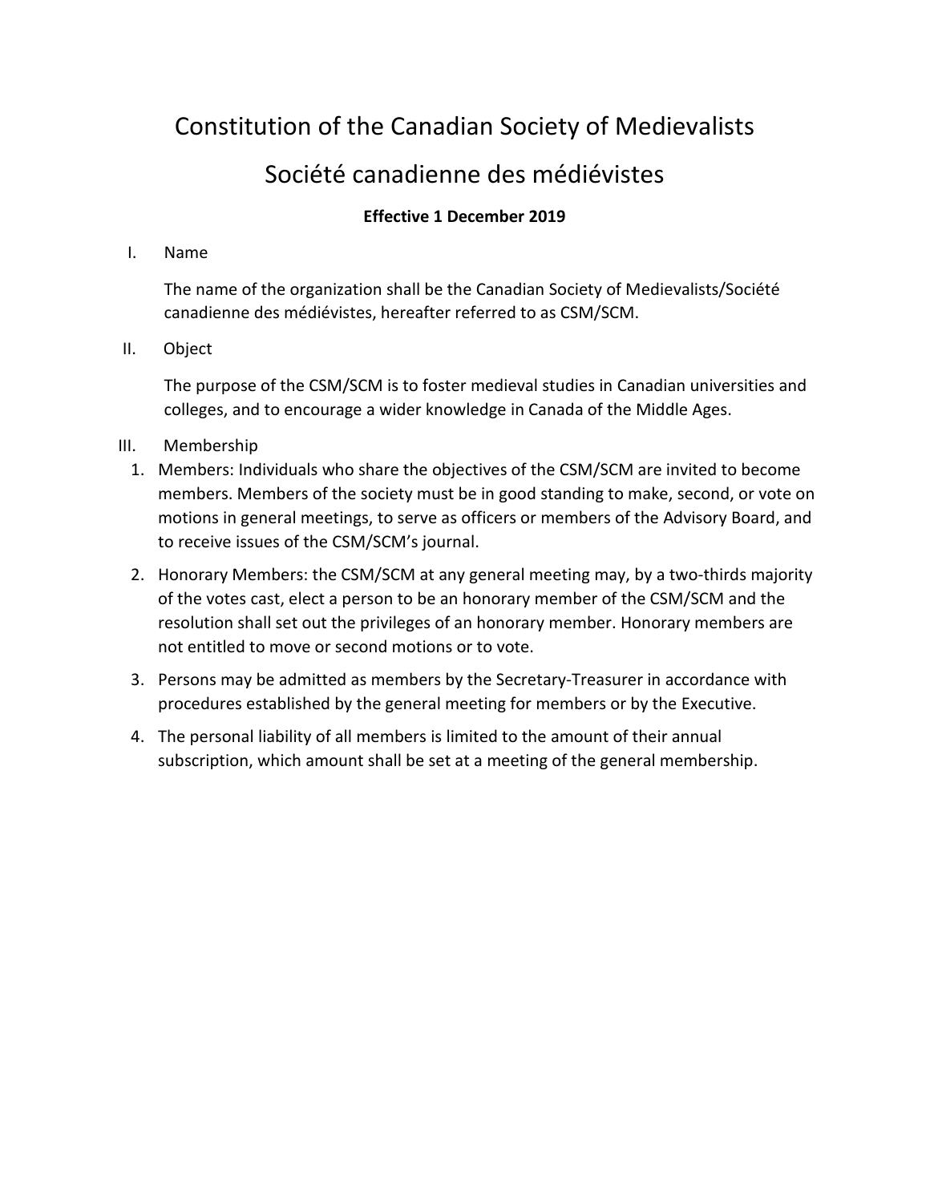# Constitution of the Canadian Society of Medievalists

# Société canadienne des médiévistes

**Effective 1 December 2019**

## I. Name

The name of the organization shall be the Canadian Society of Medievalists/Société canadienne des médiévistes, hereafter referred to as CSM/SCM.

## II. Object

The purpose of the CSM/SCM is to foster medieval studies in Canadian universities and colleges, and to encourage a wider knowledge in Canada of the Middle Ages.

## III. Membership

1. Members: Individuals who share the objectives of the CSM/SCM are invited to become members. Members of the society must be in good standing to make, second, or vote on motions in general meetings, to serve as officers or members of the Advisory Board, and to receive issues of the CSM/SCM's journal.
2. Honorary Members: the CSM/SCM at any general meeting may, by a two-thirds majority of the votes cast, elect a person to be an honorary member of the CSM/SCM and the resolution shall set out the privileges of an honorary member. Honorary members are not entitled to move or second motions or to vote.
3. Persons may be admitted as members by the Secretary-Treasurer in accordance with procedures established by the general meeting for members or by the Executive.
4. The personal liability of all members is limited to the amount of their annual subscription, which amount shall be set at a meeting of the general membership.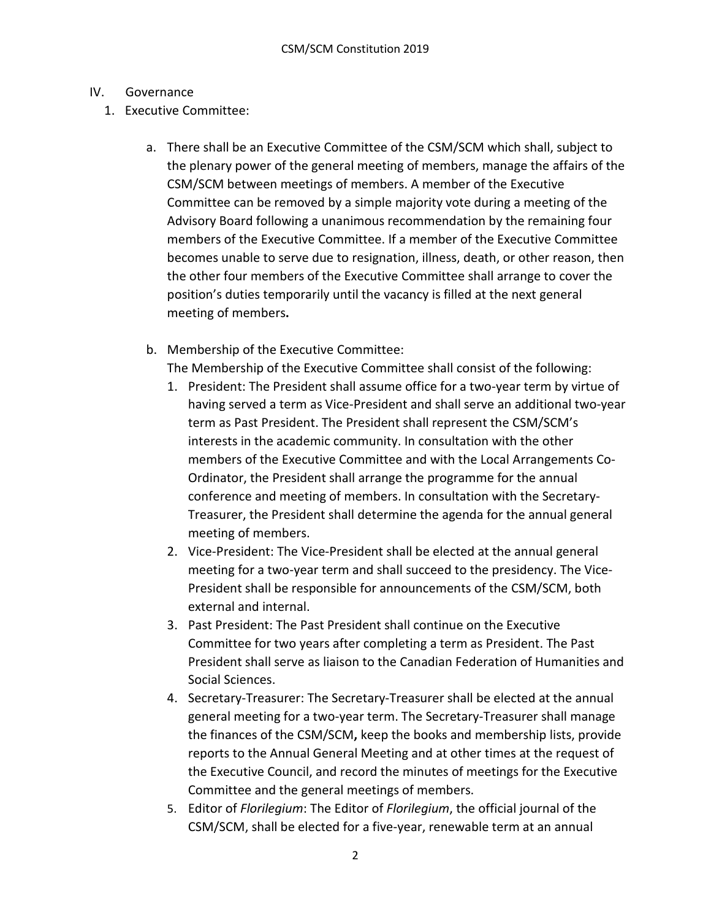IV. Governance

1. Executive Committee:

   a. There shall be an Executive Committee of the CSM/SCM which shall, subject to the plenary power of the general meeting of members, manage the affairs of the CSM/SCM between meetings of members. A member of the Executive Committee can be removed by a simple majority vote during a meeting of the Advisory Board following a unanimous recommendation by the remaining four members of the Executive Committee. If a member of the Executive Committee becomes unable to serve due to resignation, illness, death, or other reason, then the other four members of the Executive Committee shall arrange to cover the position's duties temporarily until the vacancy is filled at the next general meeting of members**.**

   b. Membership of the Executive Committee:
   The Membership of the Executive Committee shall consist of the following:
      1. President: The President shall assume office for a two-year term by virtue of having served a term as Vice-President and shall serve an additional two-year term as Past President. The President shall represent the CSM/SCM's interests in the academic community. In consultation with the other members of the Executive Committee and with the Local Arrangements Co-Ordinator, the President shall arrange the programme for the annual conference and meeting of members. In consultation with the Secretary-Treasurer, the President shall determine the agenda for the annual general meeting of members.
      2. Vice-President: The Vice-President shall be elected at the annual general meeting for a two-year term and shall succeed to the presidency. The Vice-President shall be responsible for announcements of the CSM/SCM, both external and internal.
      3. Past President: The Past President shall continue on the Executive Committee for two years after completing a term as President. The Past President shall serve as liaison to the Canadian Federation of Humanities and Social Sciences.
      4. Secretary-Treasurer: The Secretary-Treasurer shall be elected at the annual general meeting for a two-year term. The Secretary-Treasurer shall manage the finances of the CSM/SCM**,** keep the books and membership lists, provide reports to the Annual General Meeting and at other times at the request of the Executive Council, and record the minutes of meetings for the Executive Committee and the general meetings of members.
      5. Editor of *Florilegium*: The Editor of *Florilegium*, the official journal of the CSM/SCM, shall be elected for a five-year, renewable term at an annual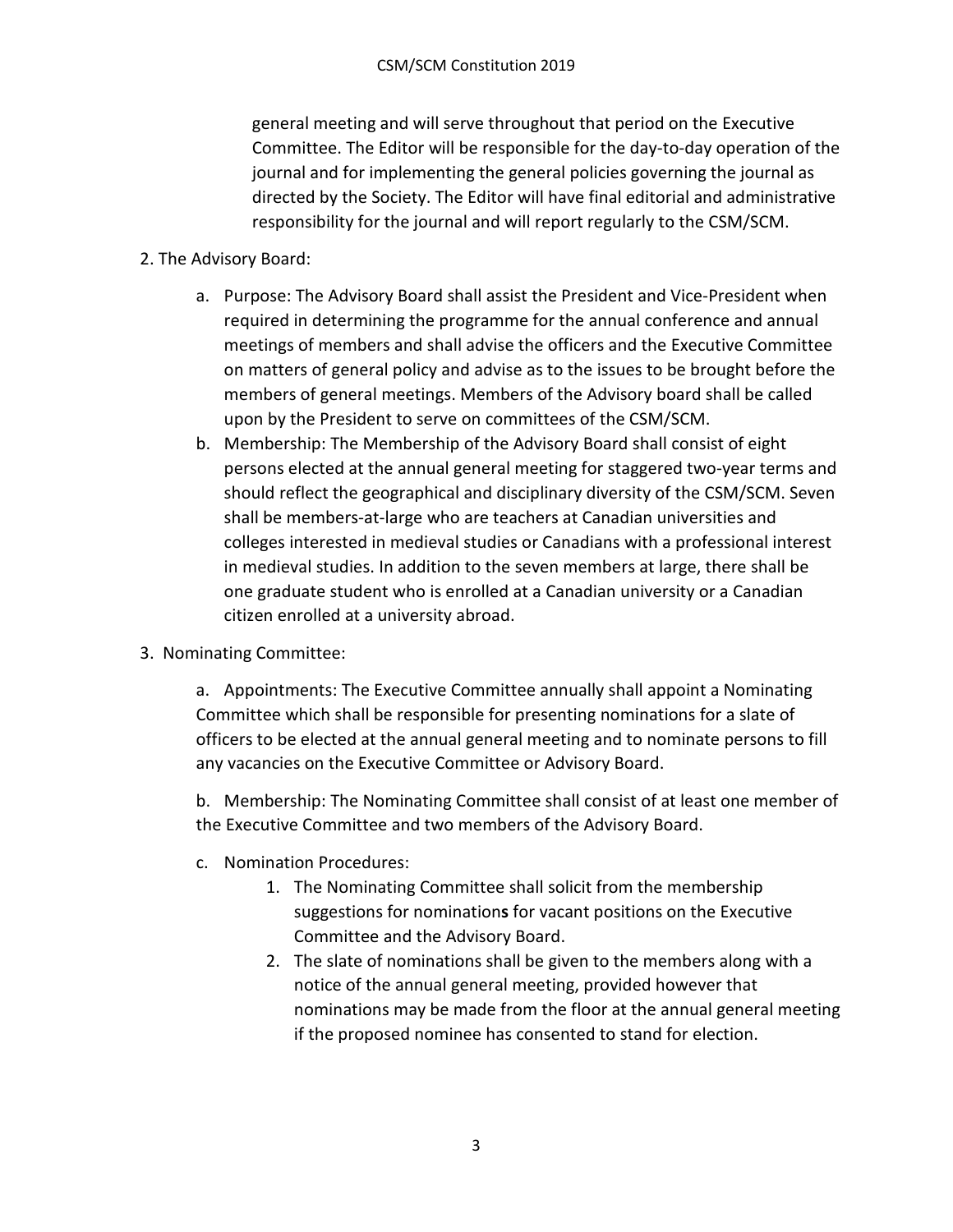general meeting and will serve throughout that period on the Executive Committee. The Editor will be responsible for the day-to-day operation of the journal and for implementing the general policies governing the journal as directed by the Society. The Editor will have final editorial and administrative responsibility for the journal and will report regularly to the CSM/SCM.

2. The Advisory Board:

   a. Purpose: The Advisory Board shall assist the President and Vice-President when required in determining the programme for the annual conference and annual meetings of members and shall advise the officers and the Executive Committee on matters of general policy and advise as to the issues to be brought before the members of general meetings. Members of the Advisory board shall be called upon by the President to serve on committees of the CSM/SCM.

   b. Membership: The Membership of the Advisory Board shall consist of eight persons elected at the annual general meeting for staggered two-year terms and should reflect the geographical and disciplinary diversity of the CSM/SCM. Seven shall be members-at-large who are teachers at Canadian universities and colleges interested in medieval studies or Canadians with a professional interest in medieval studies. In addition to the seven members at large, there shall be one graduate student who is enrolled at a Canadian university or a Canadian citizen enrolled at a university abroad.

3. Nominating Committee:

   a. Appointments: The Executive Committee annually shall appoint a Nominating Committee which shall be responsible for presenting nominations for a slate of officers to be elected at the annual general meeting and to nominate persons to fill any vacancies on the Executive Committee or Advisory Board.

   b. Membership: The Nominating Committee shall consist of at least one member of the Executive Committee and two members of the Advisory Board.

   c. Nomination Procedures:

      1. The Nominating Committee shall solicit from the membership suggestions for nominations for vacant positions on the Executive Committee and the Advisory Board.
      2. The slate of nominations shall be given to the members along with a notice of the annual general meeting, provided however that nominations may be made from the floor at the annual general meeting if the proposed nominee has consented to stand for election.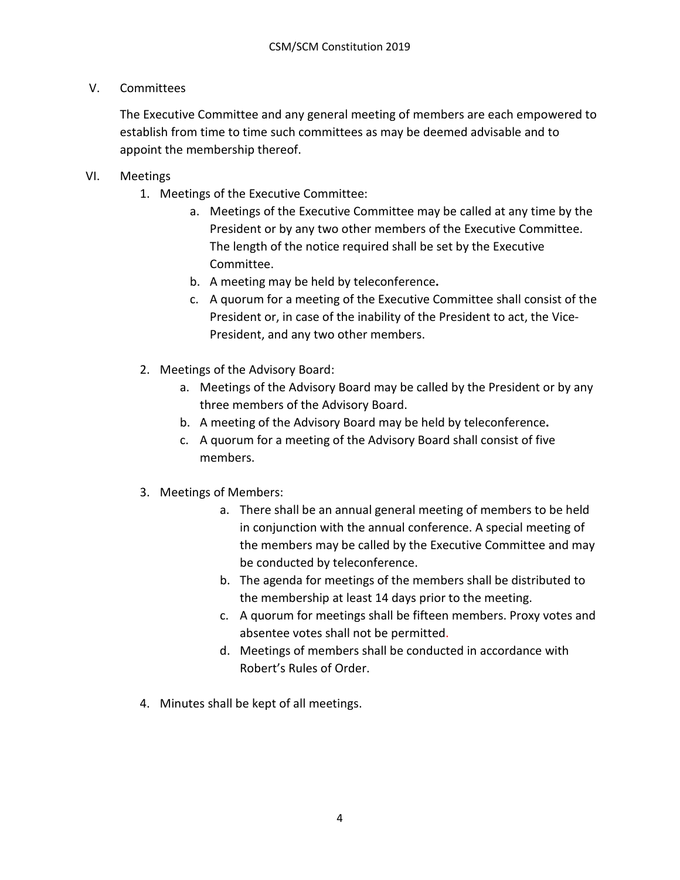## V. Committees

The Executive Committee and any general meeting of members are each empowered to establish from time to time such committees as may be deemed advisable and to appoint the membership thereof.

## VI. Meetings

1. Meetings of the Executive Committee:
    a. Meetings of the Executive Committee may be called at any time by the President or by any two other members of the Executive Committee. The length of the notice required shall be set by the Executive Committee.
    b. A meeting may be held by teleconference**.**
    c. A quorum for a meeting of the Executive Committee shall consist of the President or, in case of the inability of the President to act, the Vice-President, and any two other members.

2. Meetings of the Advisory Board:
    a. Meetings of the Advisory Board may be called by the President or by any three members of the Advisory Board.
    b. A meeting of the Advisory Board may be held by teleconference**.**
    c. A quorum for a meeting of the Advisory Board shall consist of five members.

3. Meetings of Members:
    a. There shall be an annual general meeting of members to be held in conjunction with the annual conference. A special meeting of the members may be called by the Executive Committee and may be conducted by teleconference.
    b. The agenda for meetings of the members shall be distributed to the membership at least 14 days prior to the meeting.
    c. A quorum for meetings shall be fifteen members. Proxy votes and absentee votes shall not be permitted.
    d. Meetings of members shall be conducted in accordance with Robert's Rules of Order.

4. Minutes shall be kept of all meetings.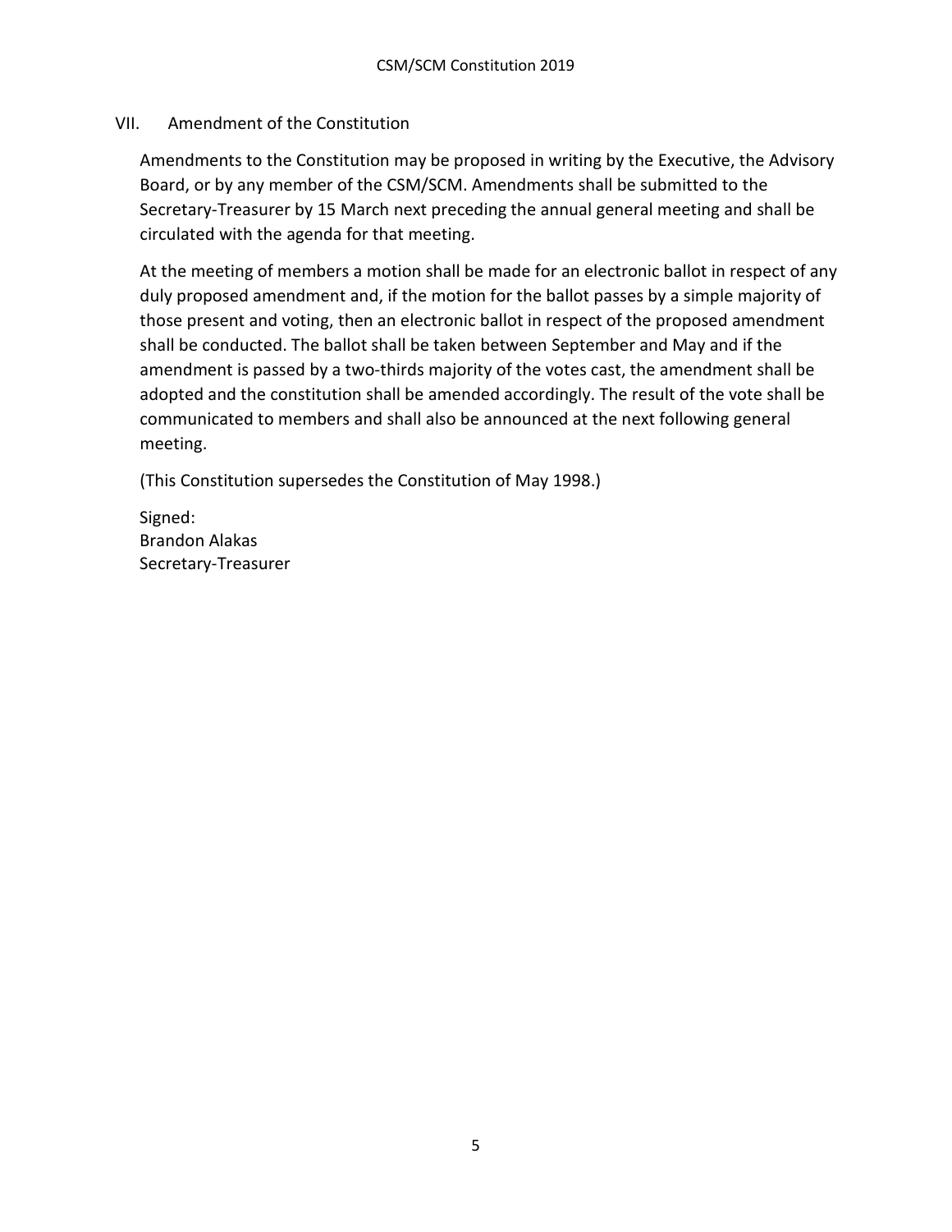## VII. Amendment of the Constitution

Amendments to the Constitution may be proposed in writing by the Executive, the Advisory Board, or by any member of the CSM/SCM. Amendments shall be submitted to the Secretary-Treasurer by 15 March next preceding the annual general meeting and shall be circulated with the agenda for that meeting.

At the meeting of members a motion shall be made for an electronic ballot in respect of any duly proposed amendment and, if the motion for the ballot passes by a simple majority of those present and voting, then an electronic ballot in respect of the proposed amendment shall be conducted. The ballot shall be taken between September and May and if the amendment is passed by a two-thirds majority of the votes cast, the amendment shall be adopted and the constitution shall be amended accordingly. The result of the vote shall be communicated to members and shall also be announced at the next following general meeting.

(This Constitution supersedes the Constitution of May 1998.)

Signed:
Brandon Alakas
Secretary-Treasurer